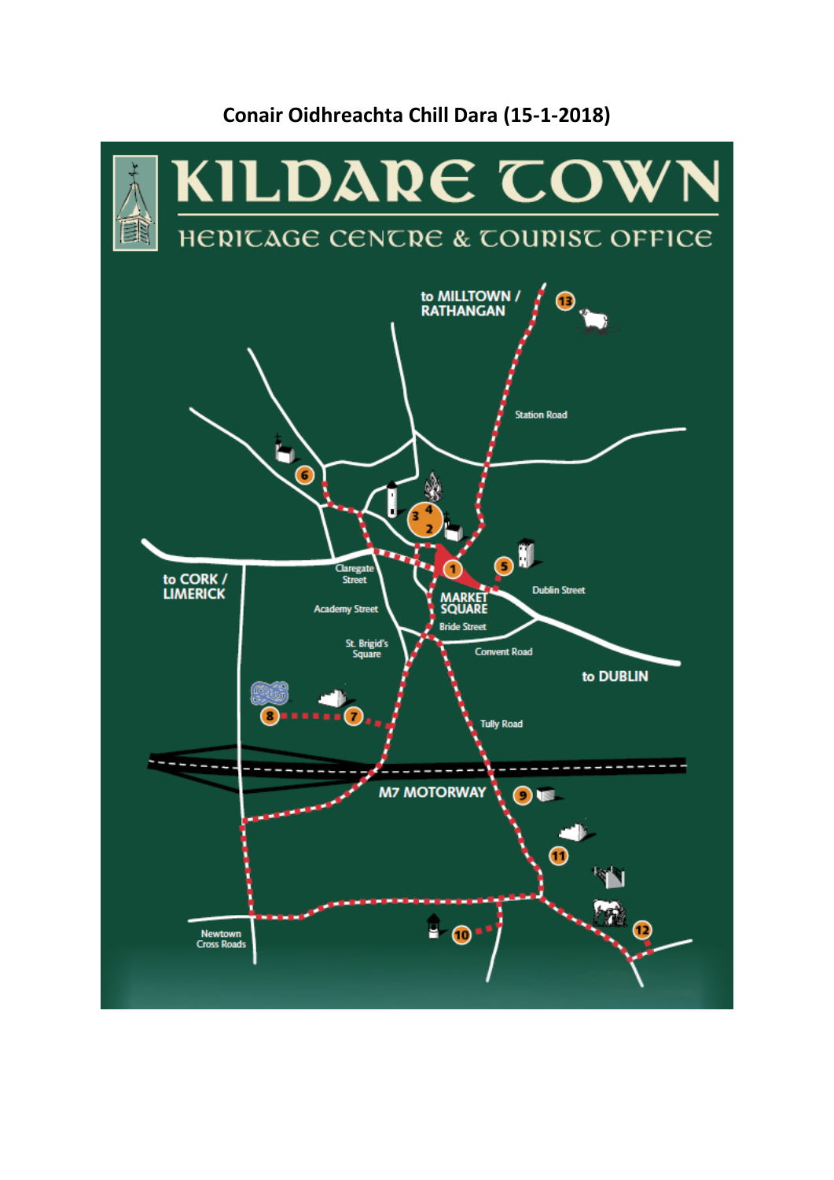# Conair Oidhreachta Chill Dara (15-1-2018)

# KILDARE TOWN

## HERITAGE CENTRE & TOURIST OFFICE

to MILLTOWN / RATHANGAN

13

Station Road

6

3 4 2

1

5

Claregate Street

to CORK / LIMERICK

Academy Street

MARKET SQUARE

Dublin Street

Bride Street

St. Brigid's Square

Convent Road

to DUBLIN

8

7

Tully Road

M7 MOTORWAY

9

11

12

10

Newtown Cross Roads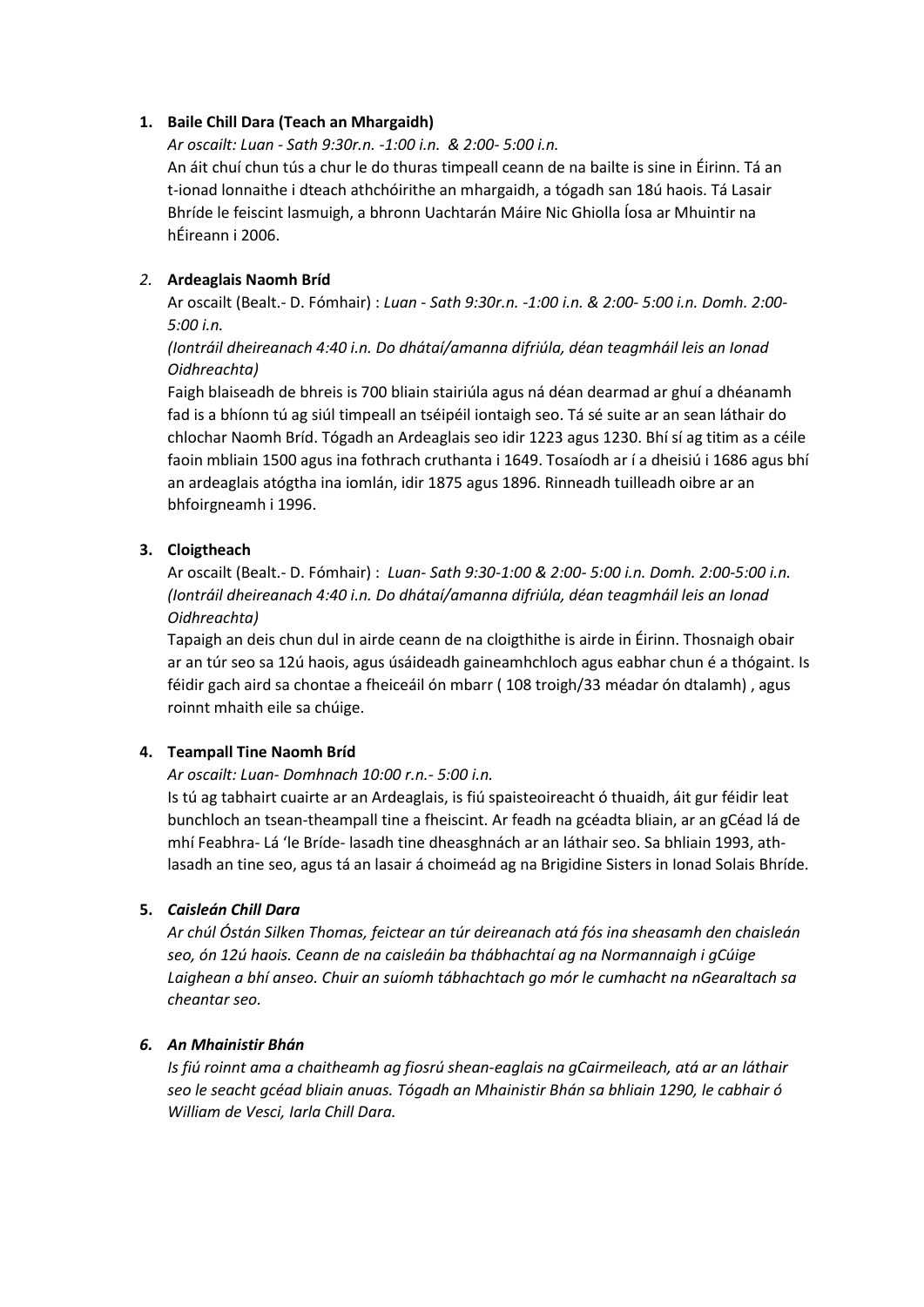1. **Baile Chill Dara (Teach an Mhargaidh)**

   *Ar oscailt: Luan - Sath 9:30r.n. -1:00 i.n. & 2:00- 5:00 i.n.*

   An áit chuí chun tús a chur le do thuras timpeall ceann de na bailte is sine in Éirinn. Tá an t-ionad lonnaithe i dteach athchóirithe an mhargaidh, a tógadh san 18ú haois. Tá Lasair Bhríde le feiscint lasmuigh, a bhronn Uachtarán Máire Nic Ghiolla Íosa ar Mhuintir na hÉireann i 2006.

2. **Ardeaglais Naomh Bríd**

   Ar oscailt (Bealt.- D. Fómhair) : *Luan - Sath 9:30r.n. -1:00 i.n. & 2:00- 5:00 i.n. Domh. 2:00- 5:00 i.n.*

   *(Iontráil dheireanach 4:40 i.n. Do dhátaí/amanna difriúla, déan teagmháil leis an Ionad Oidhreachta)*

   Faigh blaiseadh de bhreis is 700 bliain stairiúla agus ná déan dearmad ar ghuí a dhéanamh fad is a bhíonn tú ag siúl timpeall an tséipéil iontaigh seo. Tá sé suite ar an sean láthair do chlochar Naomh Bríd. Tógadh an Ardeaglais seo idir 1223 agus 1230. Bhí sí ag titim as a céile faoin mbliain 1500 agus ina fothrach cruthanta i 1649. Tosaíodh ar í a dheisiú i 1686 agus bhí an ardeaglais atógtha ina iomlán, idir 1875 agus 1896. Rinneadh tuilleadh oibre ar an bhfoirgneamh i 1996.

3. **Cloigtheach**

   Ar oscailt (Bealt.- D. Fómhair) : *Luan- Sath 9:30-1:00 & 2:00- 5:00 i.n. Domh. 2:00-5:00 i.n. (Iontráil dheireanach 4:40 i.n. Do dhátaí/amanna difriúla, déan teagmháil leis an Ionad Oidhreachta)*

   Tapaigh an deis chun dul in airde ceann de na cloigthithe is airde in Éirinn. Thosnaigh obair ar an túr seo sa 12ú haois, agus úsáideadh gaineamhchloch agus eabhar chun é a thógaint. Is féidir gach aird sa chontae a fheiceáil ón mbarr ( 108 troigh/33 méadar ón dtalamh) , agus roinnt mhaith eile sa chúige.

4. **Teampall Tine Naomh Bríd**

   *Ar oscailt: Luan- Domhnach 10:00 r.n.- 5:00 i.n.*

   Is tú ag tabhairt cuairte ar an Ardeaglais, is fiú spaisteoireacht ó thuaidh, áit gur féidir leat bunchloch an tsean-theampall tine a fheiscint. Ar feadh na gcéadta bliain, ar an gCéad lá de mhí Feabhra- Lá 'le Bríde- lasadh tine dheasghnách ar an láthair seo. Sa bhliain 1993, ath-lasadh an tine seo, agus tá an lasair á choimeád ag na Brigidine Sisters in Ionad Solais Bhríde.

5. ***Caisleán Chill Dara***

   *Ar chúl Óstán Silken Thomas, feictear an túr deireanach atá fós ina sheasamh den chaisleán seo, ón 12ú haois. Ceann de na caisleáin ba thábhachtaí ag na Normannaigh i gCúige Laighean a bhí anseo. Chuir an suíomh tábhachtach go mór le cumhacht na nGearaltach sa cheantar seo.*

6. ***An Mhainistir Bhán***

   *Is fiú roinnt ama a chaitheamh ag fiosrú shean-eaglais na gCairmeileach, atá ar an láthair seo le seacht gcéad bliain anuas. Tógadh an Mhainistir Bhán sa bhliain 1290, le cabhair ó William de Vesci, Iarla Chill Dara.*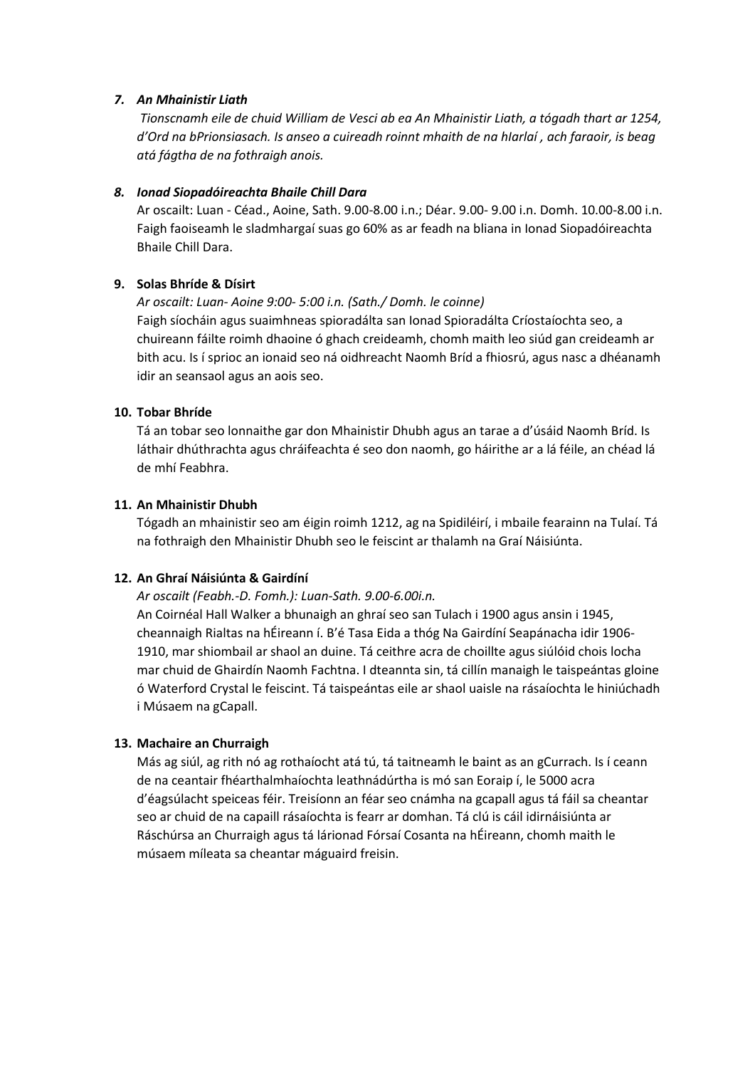### *7. An Mhainistir Liath*

*Tionscnamh eile de chuid William de Vesci ab ea An Mhainistir Liath, a tógadh thart ar 1254, d'Ord na bPrionsiasach. Is anseo a cuireadh roinnt mhaith de na hIarlaí , ach faraoir, is beag atá fágtha de na fothraigh anois.*

### *8. Ionad Siopadóireachta Bhaile Chill Dara*

Ar oscailt: Luan - Céad., Aoine, Sath. 9.00-8.00 i.n.; Déar. 9.00- 9.00 i.n. Domh. 10.00-8.00 i.n. Faigh faoiseamh le sladmhargaí suas go 60% as ar feadh na bliana in Ionad Siopadóireachta Bhaile Chill Dara.

### 9. Solas Bhríde & Dísirt

*Ar oscailt: Luan- Aoine 9:00- 5:00 i.n. (Sath./ Domh. le coinne)*

Faigh síocháin agus suaimhneas spioradálta san Ionad Spioradálta Críostaíochta seo, a chuireann fáilte roimh dhaoine ó ghach creideamh, chomh maith leo siúd gan creideamh ar bith acu. Is í sprioc an ionaid seo ná oidhreacht Naomh Bríd a fhiosrú, agus nasc a dhéanamh idir an seansaol agus an aois seo.

### 10. Tobar Bhríde

Tá an tobar seo lonnaithe gar don Mhainistir Dhubh agus an tarae a d'úsáid Naomh Bríd. Is láthair dhúthrachta agus chráifeachta é seo don naomh, go háirithe ar a lá féile, an chéad lá de mhí Feabhra.

### 11. An Mhainistir Dhubh

Tógadh an mhainistir seo am éigin roimh 1212, ag na Spidiléirí, i mbaile fearainn na Tulaí. Tá na fothraigh den Mhainistir Dhubh seo le feiscint ar thalamh na Graí Náisiúnta.

### 12. An Ghraí Náisiúnta & Gairdíní

*Ar oscailt (Feabh.-D. Fomh.): Luan-Sath. 9.00-6.00i.n.*

An Coirnéal Hall Walker a bhunaigh an ghraí seo san Tulach i 1900 agus ansin i 1945, cheannaigh Rialtas na hÉireann í. B'é Tasa Eida a thóg Na Gairdíní Seapánacha idir 1906-1910, mar shiombail ar shaol an duine. Tá ceithre acra de choillte agus siúlóid chois locha mar chuid de Ghairdín Naomh Fachtna. I dteannta sin, tá cillín manaigh le taispeántas gloine ó Waterford Crystal le feiscint. Tá taispeántas eile ar shaol uaisle na rásaíochta le hiniúchadh i Músaem na gCapall.

### 13. Machaire an Churraigh

Más ag siúl, ag rith nó ag rothaíocht atá tú, tá taitneamh le baint as an gCurrach. Is í ceann de na ceantair fhéarthalmhaíochta leathnádúrtha is mó san Eoraip í, le 5000 acra d'éagsúlacht speiceas féir. Treisíonn an féar seo cnámha na gcapall agus tá fáil sa cheantar seo ar chuid de na capaill rásaíochta is fearr ar domhan. Tá clú is cáil idirnáisiúnta ar Ráschúrsa an Churraigh agus tá lárionad Fórsaí Cosanta na hÉireann, chomh maith le músaem míleata sa cheantar máguaird freisin.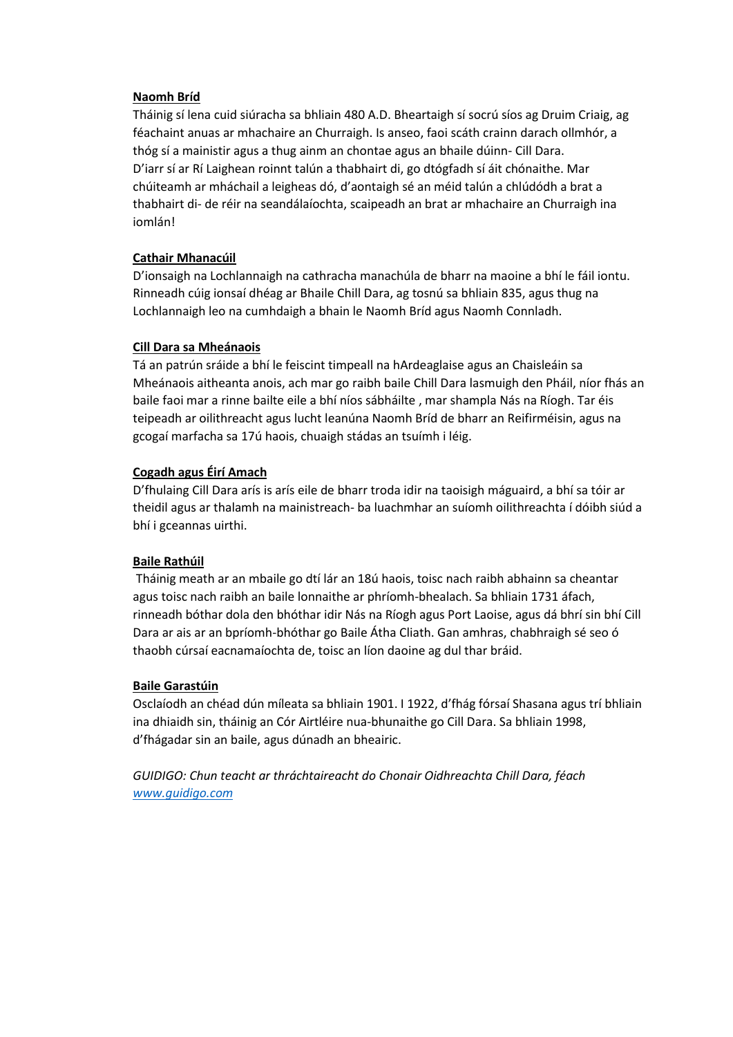**Naomh Bríd**

Tháinig sí lena cuid siúracha sa bhliain 480 A.D. Bheartaigh sí socrú síos ag Druim Criaig, ag féachaint anuas ar mhachaire an Churraigh. Is anseo, faoi scáth crainn darach ollmhór, a thóg sí a mainistir agus a thug ainm an chontae agus an bhaile dúinn- Cill Dara.
D'iarr sí ar Rí Laighean roinnt talún a thabhairt di, go dtógfadh sí áit chónaithe. Mar chúiteamh ar mháchail a leigheas dó, d'aontaigh sé an méid talún a chlúdódh a brat a thabhairt di- de réir na seandálaíochta, scaipeadh an brat ar mhachaire an Churraigh ina iomlán!

**Cathair Mhanacúil**

D'ionsaigh na Lochlannaigh na cathracha manachúla de bharr na maoine a bhí le fáil iontu. Rinneadh cúig ionsaí dhéag ar Bhaile Chill Dara, ag tosnú sa bhliain 835, agus thug na Lochlannaigh leo na cumhdaigh a bhain le Naomh Bríd agus Naomh Connladh.

**Cill Dara sa Mheánaois**

Tá an patrún sráide a bhí le feiscint timpeall na hArdeaglaise agus an Chaisleáin sa Mheánaois aitheanta anois, ach mar go raibh baile Chill Dara lasmuigh den Pháil, níor fhás an baile faoi mar a rinne bailte eile a bhí níos sábháilte , mar shampla Nás na Ríogh. Tar éis teipeadh ar oilithreacht agus lucht leanúna Naomh Bríd de bharr an Reifirméisin, agus na gcogaí marfacha sa 17ú haois, chuaigh stádas an tsuímh i léig.

**Cogadh agus Éirí Amach**

D'fhulaing Cill Dara arís is arís eile de bharr troda idir na taoisigh máguaird, a bhí sa tóir ar theidil agus ar thalamh na mainistreach- ba luachmhar an suíomh oilithreachta í dóibh siúd a bhí i gceannas uirthi.

**Baile Rathúil**

Tháinig meath ar an mbaile go dtí lár an 18ú haois, toisc nach raibh abhainn sa cheantar agus toisc nach raibh an baile lonnaithe ar phríomh-bhealach. Sa bhliain 1731 áfach, rinneadh bóthar dola den bhóthar idir Nás na Ríogh agus Port Laoise, agus dá bhrí sin bhí Cill Dara ar ais ar an bpríomh-bhóthar go Baile Átha Cliath. Gan amhras, chabhraigh sé seo ó thaobh cúrsaí eacnamaíochta de, toisc an líon daoine ag dul thar bráid.

**Baile Garastúin**

Osclaíodh an chéad dún míleata sa bhliain 1901. I 1922, d'fhág fórsaí Shasana agus trí bhliain ina dhiaidh sin, tháinig an Cór Airtléire nua-bhunaithe go Cill Dara. Sa bhliain 1998, d'fhágadar sin an baile, agus dúnadh an bheairic.

*GUIDIGO: Chun teacht ar thráchtaireacht do Chonair Oidhreachta Chill Dara, féach [www.guidigo.com](http://www.guidigo.com)*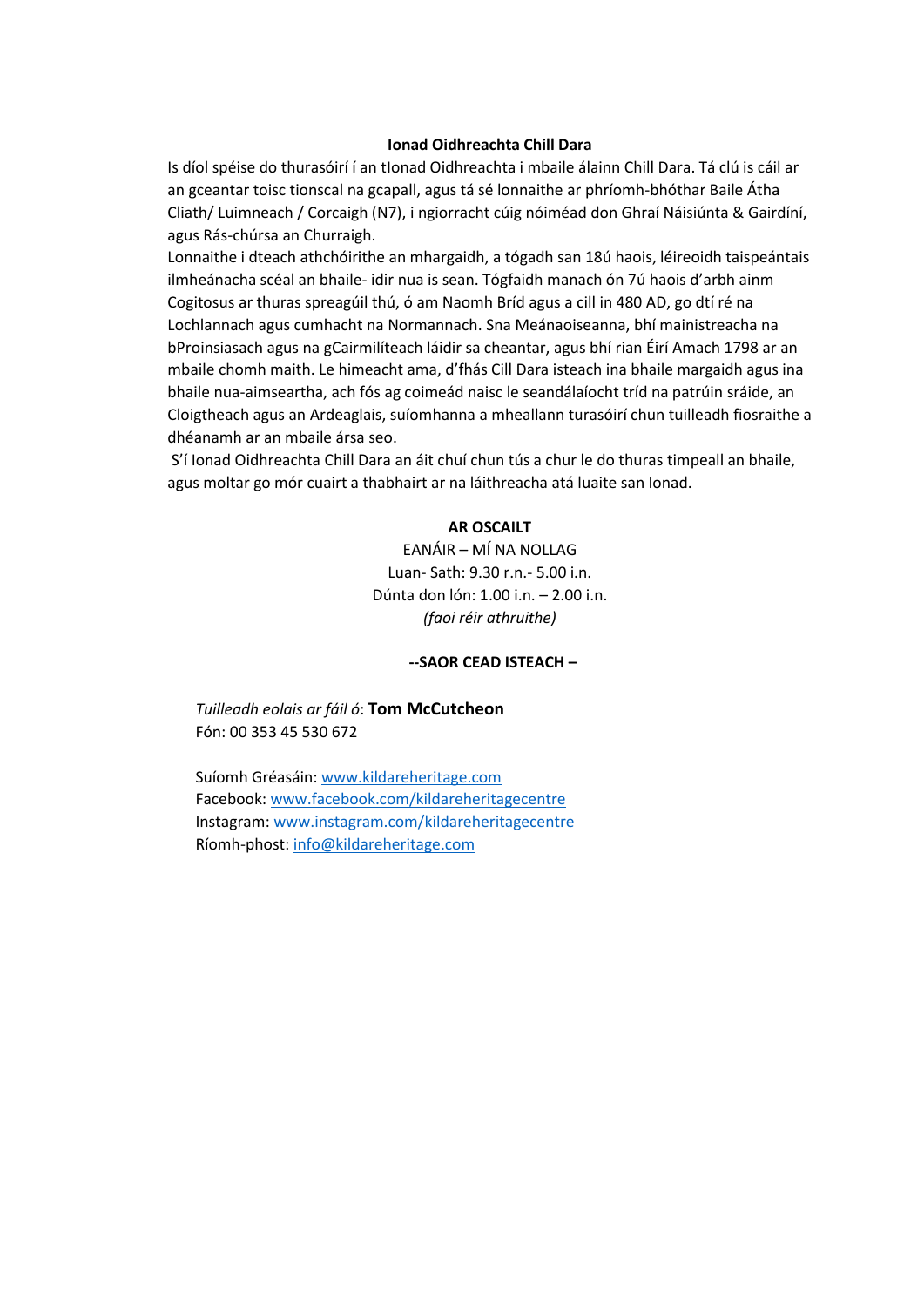**Ionad Oidhreachta Chill Dara**

Is díol spéise do thurasóirí í an tIonad Oidhreachta i mbaile álainn Chill Dara. Tá clú is cáil ar an gceantar toisc tionscal na gcapall, agus tá sé lonnaithe ar phríomh-bhóthar Baile Átha Cliath/ Luimneach / Corcaigh (N7), i ngiorracht cúig nóiméad don Ghraí Náisiúnta & Gairdíní, agus Rás-chúrsa an Churraigh.

Lonnaithe i dteach athchóirithe an mhargaidh, a tógadh san 18ú haois, léireoidh taispeántais ilmheánacha scéal an bhaile- idir nua is sean. Tógfaidh manach ón 7ú haois d'arbh ainm Cogitosus ar thuras spreagúil thú, ó am Naomh Bríd agus a cill in 480 AD, go dtí ré na Lochlannach agus cumhacht na Normannach. Sna Meánaoiseanna, bhí mainistreacha na bProinsiasach agus na gCairmilíteach láidir sa cheantar, agus bhí rian Éirí Amach 1798 ar an mbaile chomh maith. Le himeacht ama, d'fhás Cill Dara isteach ina bhaile margaidh agus ina bhaile nua-aimseartha, ach fós ag coimeád naisc le seandálaíocht tríd na patrúin sráide, an Cloigtheach agus an Ardeaglais, suíomhanna a mheallann turasóirí chun tuilleadh fiosraithe a dhéanamh ar an mbaile ársa seo.

S'í Ionad Oidhreachta Chill Dara an áit chuí chun tús a chur le do thuras timpeall an bhaile, agus moltar go mór cuairt a thabhairt ar na láithreacha atá luaite san Ionad.

**AR OSCAILT**

EANÁIR – MÍ NA NOLLAG

Luan- Sath: 9.30 r.n.- 5.00 i.n.

Dúnta don lón: 1.00 i.n. – 2.00 i.n.

*(faoi réir athruithe)*

**--SAOR CEAD ISTEACH –**

*Tuilleadh eolais ar fáil ó*: **Tom McCutcheon**
Fón: 00 353 45 530 672

Suíomh Gréasáin: www.kildareheritage.com
Facebook: www.facebook.com/kildareheritagecentre
Instagram: www.instagram.com/kildareheritagecentre
Ríomh-phost: info@kildareheritage.com